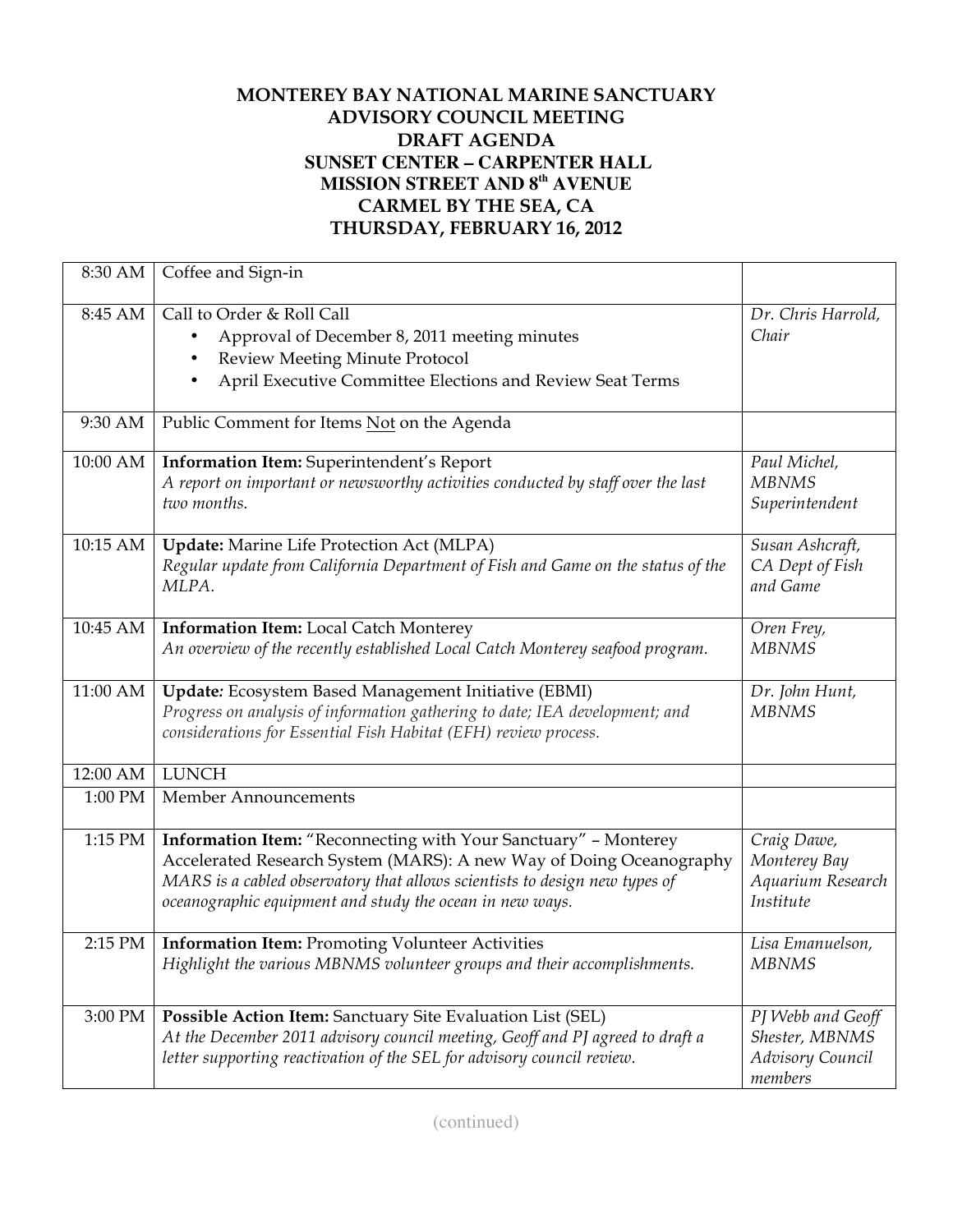**MONTEREY BAY NATIONAL MARINE SANCTUARY**
**ADVISORY COUNCIL MEETING**
**DRAFT AGENDA**
**SUNSET CENTER – CARPENTER HALL**
**MISSION STREET AND 8th AVENUE**
**CARMEL BY THE SEA, CA**
**THURSDAY, FEBRUARY 16, 2012**

| | | |
|---|---|---|
| 8:30 AM | Coffee and Sign-in | |
| 8:45 AM | Call to Order & Roll Call<br>• Approval of December 8, 2011 meeting minutes<br>• Review Meeting Minute Protocol<br>• April Executive Committee Elections and Review Seat Terms | *Dr. Chris Harrold, Chair* |
| 9:30 AM | Public Comment for Items Not on the Agenda | |
| 10:00 AM | **Information Item:** Superintendent's Report<br>*A report on important or newsworthy activities conducted by staff over the last two months.* | *Paul Michel, MBNMS Superintendent* |
| 10:15 AM | **Update:** Marine Life Protection Act (MLPA)<br>*Regular update from California Department of Fish and Game on the status of the MLPA.* | *Susan Ashcraft, CA Dept of Fish and Game* |
| 10:45 AM | **Information Item:** Local Catch Monterey<br>*An overview of the recently established Local Catch Monterey seafood program.* | *Oren Frey, MBNMS* |
| 11:00 AM | **Update:** Ecosystem Based Management Initiative (EBMI)<br>*Progress on analysis of information gathering to date; IEA development; and considerations for Essential Fish Habitat (EFH) review process.* | *Dr. John Hunt, MBNMS* |
| 12:00 AM | LUNCH | |
| 1:00 PM | Member Announcements | |
| 1:15 PM | **Information Item:** "Reconnecting with Your Sanctuary" – Monterey Accelerated Research System (MARS): A new Way of Doing Oceanography<br>*MARS is a cabled observatory that allows scientists to design new types of oceanographic equipment and study the ocean in new ways.* | *Craig Dawe, Monterey Bay Aquarium Research Institute* |
| 2:15 PM | **Information Item:** Promoting Volunteer Activities<br>*Highlight the various MBNMS volunteer groups and their accomplishments.* | *Lisa Emanuelson, MBNMS* |
| 3:00 PM | **Possible Action Item:** Sanctuary Site Evaluation List (SEL)<br>*At the December 2011 advisory council meeting, Geoff and PJ agreed to draft a letter supporting reactivation of the SEL for advisory council review.* | *PJ Webb and Geoff Shester, MBNMS Advisory Council members* |

(continued)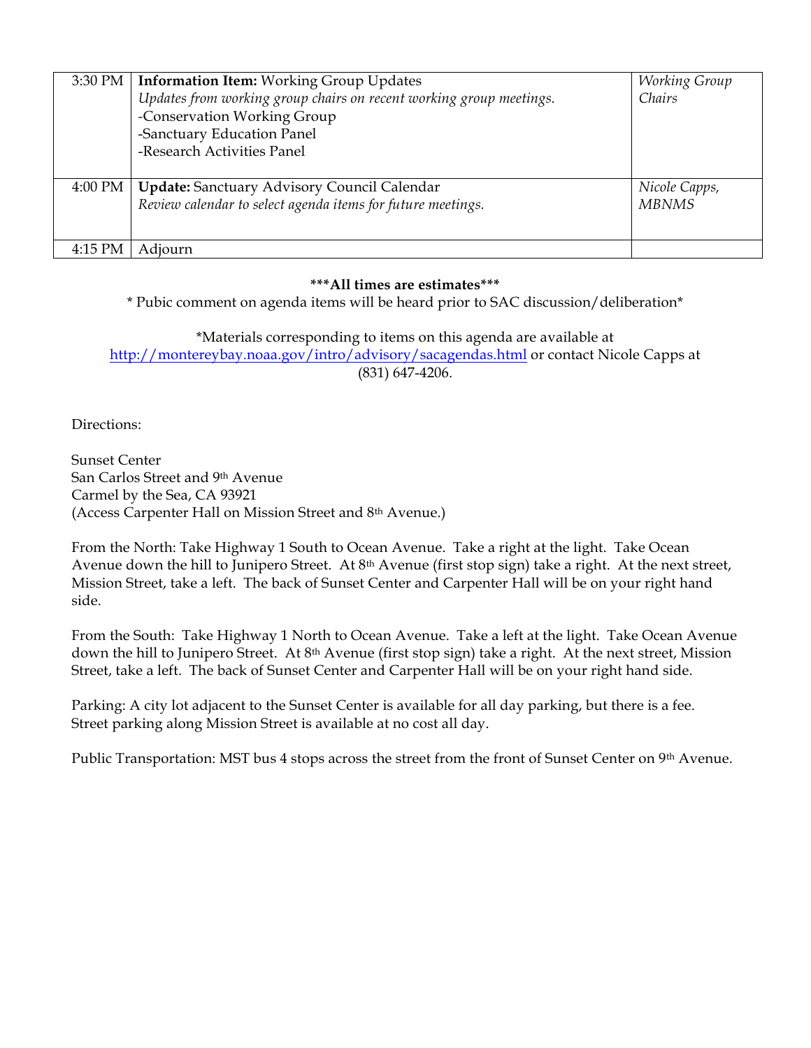| | | |
|---|---|---|
| 3:30 PM | **Information Item:** Working Group Updates<br>*Updates from working group chairs on recent working group meetings.*<br>-Conservation Working Group<br>-Sanctuary Education Panel<br>-Research Activities Panel | *Working Group Chairs* |
| 4:00 PM | **Update:** Sanctuary Advisory Council Calendar<br>*Review calendar to select agenda items for future meetings.* | *Nicole Capps, MBNMS* |
| 4:15 PM | Adjourn | |

**\*\*\*All times are estimates\*\*\***

\* Pubic comment on agenda items will be heard prior to SAC discussion/deliberation\*

\*Materials corresponding to items on this agenda are available at http://montereybay.noaa.gov/intro/advisory/sacagendas.html or contact Nicole Capps at (831) 647-4206.

Directions:

Sunset Center
San Carlos Street and 9th Avenue
Carmel by the Sea, CA 93921
(Access Carpenter Hall on Mission Street and 8th Avenue.)

From the North: Take Highway 1 South to Ocean Avenue. Take a right at the light. Take Ocean Avenue down the hill to Junipero Street. At 8th Avenue (first stop sign) take a right. At the next street, Mission Street, take a left. The back of Sunset Center and Carpenter Hall will be on your right hand side.

From the South: Take Highway 1 North to Ocean Avenue. Take a left at the light. Take Ocean Avenue down the hill to Junipero Street. At 8th Avenue (first stop sign) take a right. At the next street, Mission Street, take a left. The back of Sunset Center and Carpenter Hall will be on your right hand side.

Parking: A city lot adjacent to the Sunset Center is available for all day parking, but there is a fee. Street parking along Mission Street is available at no cost all day.

Public Transportation: MST bus 4 stops across the street from the front of Sunset Center on 9th Avenue.